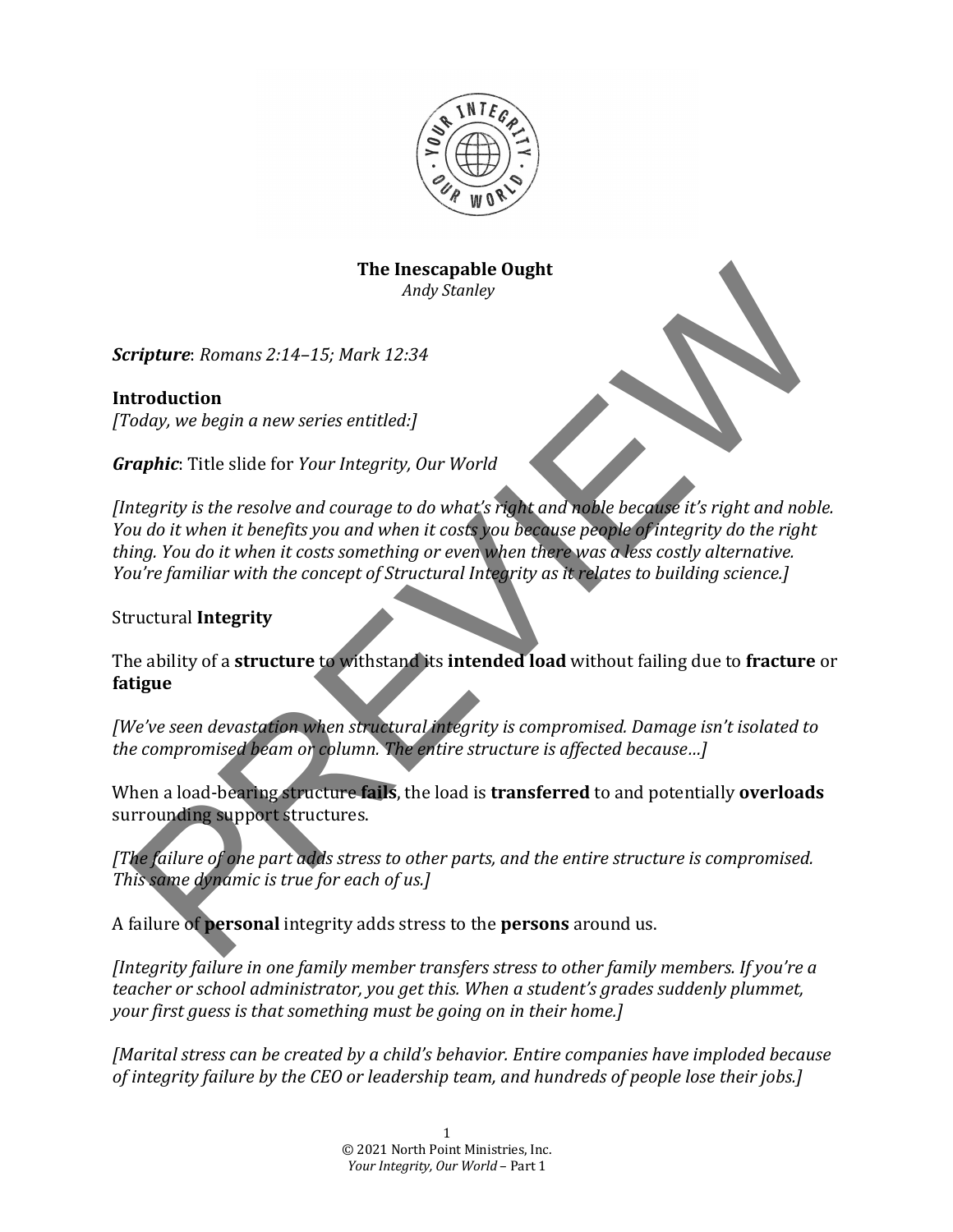**The Inescapable Ought**
*Andy Stanley*

***Scripture***: *Romans 2:14–15; Mark 12:34*

**Introduction**
*[Today, we begin a new series entitled:]*

***Graphic***: Title slide for *Your Integrity, Our World*

*[Integrity is the resolve and courage to do what's right and noble because it's right and noble. You do it when it benefits you and when it costs you because people of integrity do the right thing. You do it when it costs something or even when there was a less costly alternative. You're familiar with the concept of Structural Integrity as it relates to building science.]*

Structural **Integrity**

The ability of a **structure** to withstand its **intended load** without failing due to **fracture** or **fatigue**

*[We've seen devastation when structural integrity is compromised. Damage isn't isolated to the compromised beam or column. The entire structure is affected because…]*

When a load-bearing structure **fails**, the load is **transferred** to and potentially **overloads** surrounding support structures.

*[The failure of one part adds stress to other parts, and the entire structure is compromised. This same dynamic is true for each of us.]*

A failure of **personal** integrity adds stress to the **persons** around us.

*[Integrity failure in one family member transfers stress to other family members. If you're a teacher or school administrator, you get this. When a student's grades suddenly plummet, your first guess is that something must be going on in their home.]*

*[Marital stress can be created by a child's behavior. Entire companies have imploded because of integrity failure by the CEO or leadership team, and hundreds of people lose their jobs.]*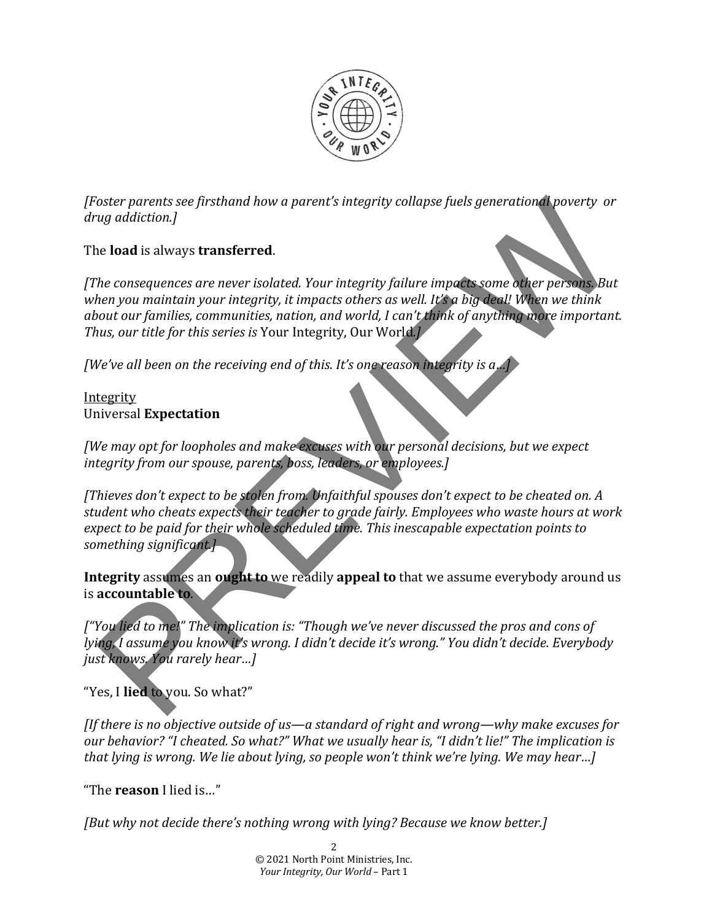*[Foster parents see firsthand how a parent's integrity collapse fuels generational poverty or drug addiction.]*

The **load** is always **transferred**.

*[The consequences are never isolated. Your integrity failure impacts some other persons. But when you maintain your integrity, it impacts others as well. It's a big deal! When we think about our families, communities, nation, and world, I can't think of anything more important. Thus, our title for this series is* Your Integrity, Our World*.]*

*[We've all been on the receiving end of this. It's one reason integrity is a…]*

<u>Integrity</u>
Universal **Expectation**

*[We may opt for loopholes and make excuses with our personal decisions, but we expect integrity from our spouse, parents, boss, leaders, or employees.]*

*[Thieves don't expect to be stolen from. Unfaithful spouses don't expect to be cheated on. A student who cheats expects their teacher to grade fairly. Employees who waste hours at work expect to be paid for their whole scheduled time. This inescapable expectation points to something significant.]*

**Integrity** assumes an **ought to** we readily **appeal to** that we assume everybody around us is **accountable to**.

*["You lied to me!" The implication is: "Though we've never discussed the pros and cons of lying, I assume you know it's wrong. I didn't decide it's wrong." You didn't decide. Everybody just knows. You rarely hear…]*

"Yes, I **lied** to you. So what?"

*[If there is no objective outside of us—a standard of right and wrong—why make excuses for our behavior? "I cheated. So what?" What we usually hear is, "I didn't lie!" The implication is that lying is wrong. We lie about lying, so people won't think we're lying. We may hear…]*

"The **reason** I lied is…"

*[But why not decide there's nothing wrong with lying? Because we know better.]*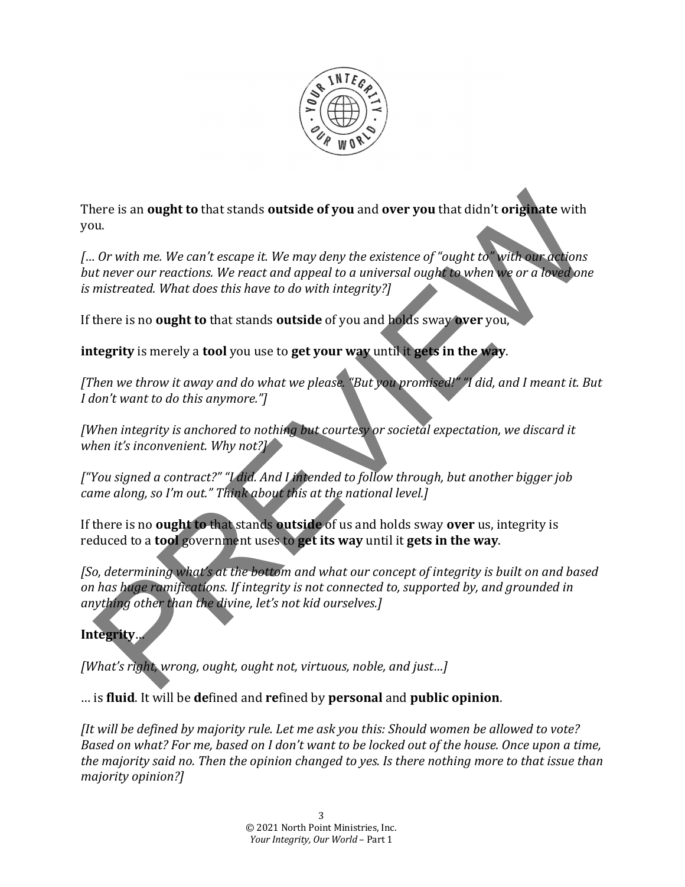There is an **ought to** that stands **outside of you** and **over you** that didn't **originate** with you.

*[… Or with me. We can't escape it. We may deny the existence of "ought to" with our actions but never our reactions. We react and appeal to a universal ought to when we or a loved one is mistreated. What does this have to do with integrity?]*

If there is no **ought to** that stands **outside** of you and holds sway **over** you,

**integrity** is merely a **tool** you use to **get your way** until it **gets in the way**.

*[Then we throw it away and do what we please. "But you promised!" "I did, and I meant it. But I don't want to do this anymore."]*

*[When integrity is anchored to nothing but courtesy or societal expectation, we discard it when it's inconvenient. Why not?]*

*["You signed a contract?" "I did. And I intended to follow through, but another bigger job came along, so I'm out." Think about this at the national level.]*

If there is no **ought to** that stands **outside** of us and holds sway **over** us, integrity is reduced to a **tool** government uses to **get its way** until it **gets in the way**.

*[So, determining what's at the bottom and what our concept of integrity is built on and based on has huge ramifications. If integrity is not connected to, supported by, and grounded in anything other than the divine, let's not kid ourselves.]*

**Integrity**…

*[What's right, wrong, ought, ought not, virtuous, noble, and just…]*

… is **fluid**. It will be **de**fined and **re**fined by **personal** and **public opinion**.

*[It will be defined by majority rule. Let me ask you this: Should women be allowed to vote? Based on what? For me, based on I don't want to be locked out of the house. Once upon a time, the majority said no. Then the opinion changed to yes. Is there nothing more to that issue than majority opinion?]*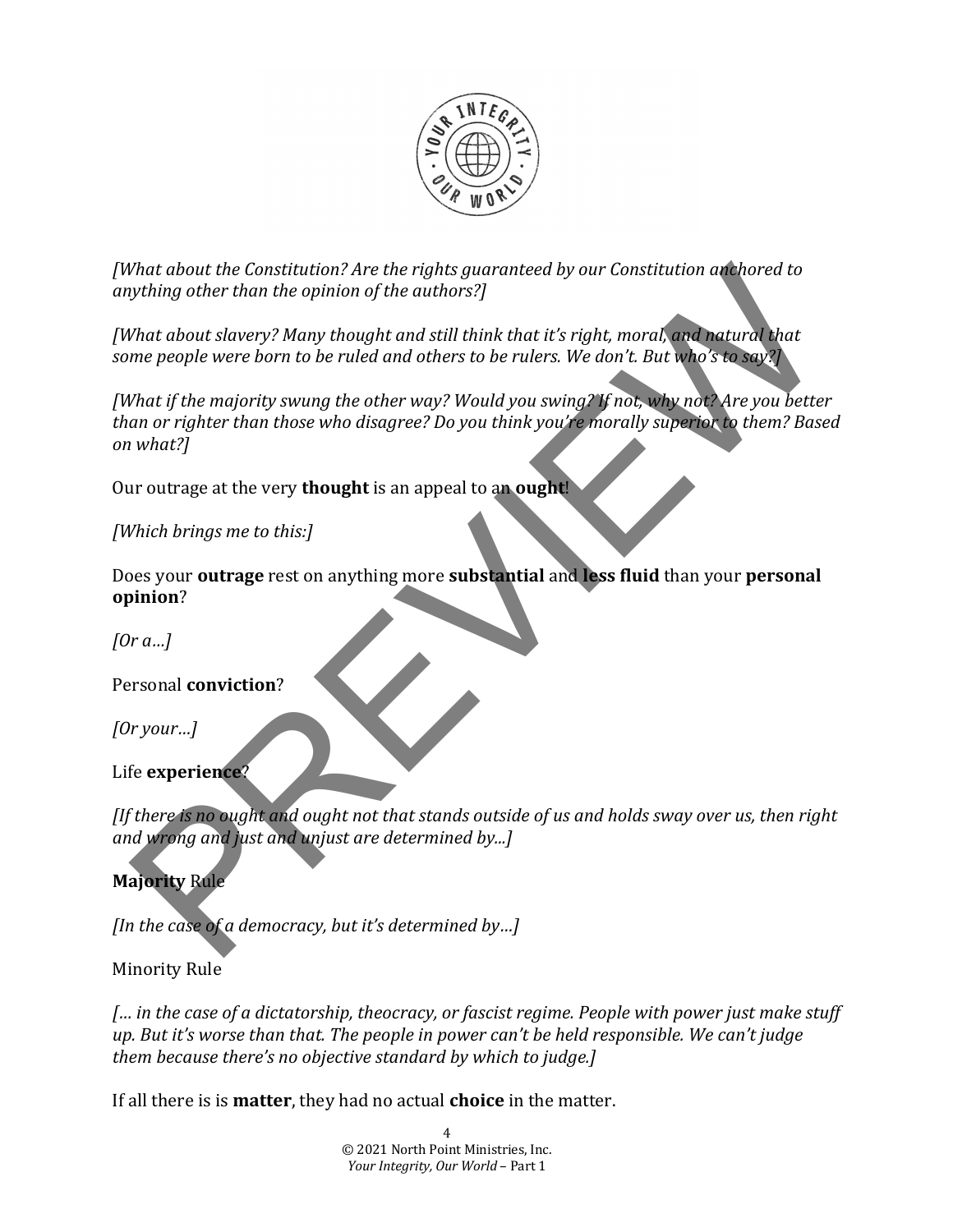*[What about the Constitution? Are the rights guaranteed by our Constitution anchored to anything other than the opinion of the authors?]*

*[What about slavery? Many thought and still think that it's right, moral, and natural that some people were born to be ruled and others to be rulers. We don't. But who's to say?]*

*[What if the majority swung the other way? Would you swing? If not, why not? Are you better than or righter than those who disagree? Do you think you're morally superior to them? Based on what?]*

Our outrage at the very **thought** is an appeal to an **ought**!

*[Which brings me to this:]*

Does your **outrage** rest on anything more **substantial** and **less fluid** than your **personal opinion**?

*[Or a…]*

Personal **conviction**?

*[Or your…]*

Life **experience**?

*[If there is no ought and ought not that stands outside of us and holds sway over us, then right and wrong and just and unjust are determined by...]*

**Majority** Rule

*[In the case of a democracy, but it's determined by…]*

Minority Rule

*[… in the case of a dictatorship, theocracy, or fascist regime. People with power just make stuff up. But it's worse than that. The people in power can't be held responsible. We can't judge them because there's no objective standard by which to judge.]*

If all there is is **matter**, they had no actual **choice** in the matter.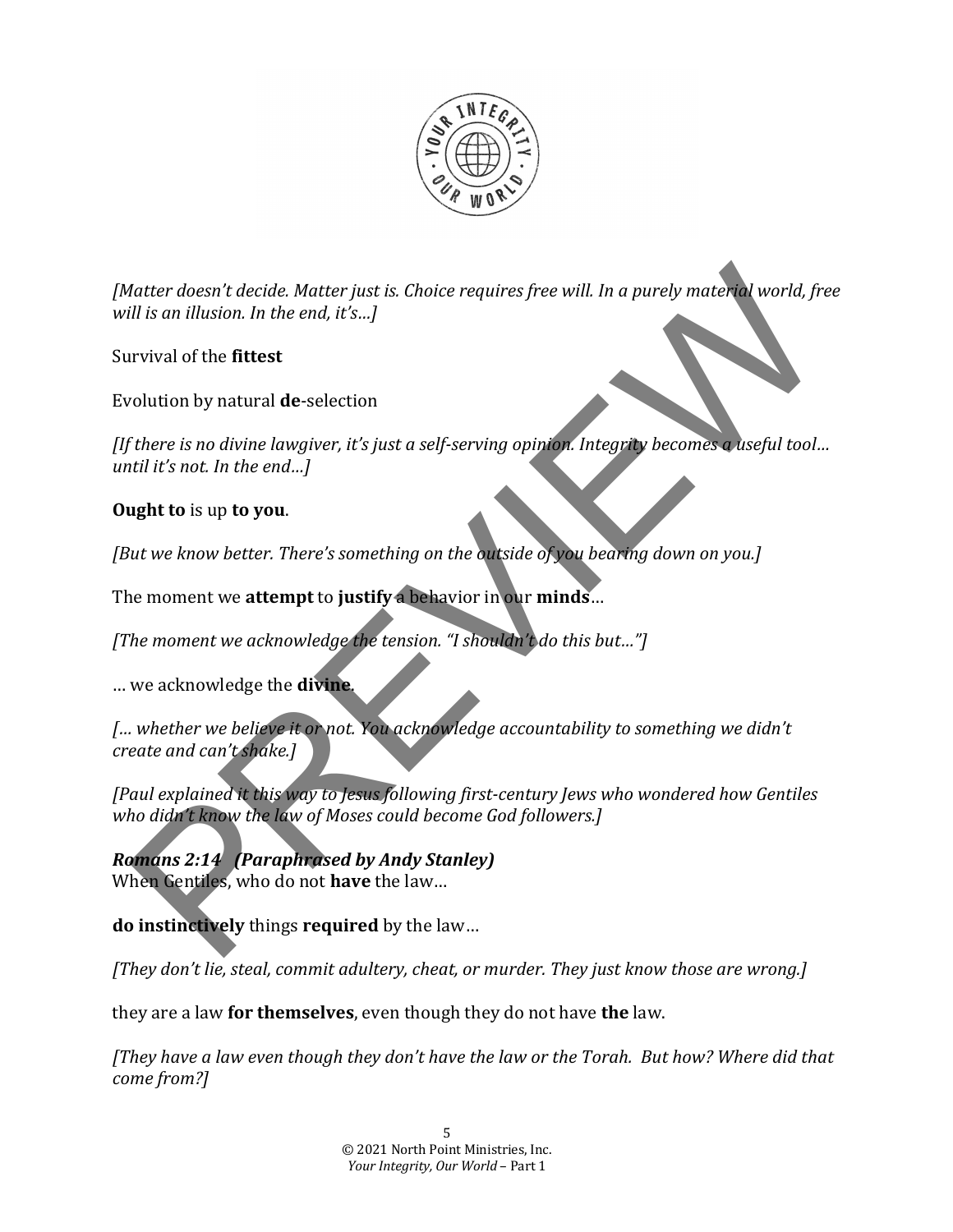*[Matter doesn't decide. Matter just is. Choice requires free will. In a purely material world, free will is an illusion. In the end, it's…]*

Survival of the **fittest**

Evolution by natural **de**-selection

*[If there is no divine lawgiver, it's just a self-serving opinion. Integrity becomes a useful tool… until it's not. In the end…]*

**Ought to** is up **to you**.

*[But we know better. There's something on the outside of you bearing down on you.]*

The moment we **attempt** to **justify** a behavior in our **minds**…

*[The moment we acknowledge the tension. "I shouldn't do this but…"]*

… we acknowledge the **divine**.

*[… whether we believe it or not. You acknowledge accountability to something we didn't create and can't shake.]*

*[Paul explained it this way to Jesus following first-century Jews who wondered how Gentiles who didn't know the law of Moses could become God followers.]*

***Romans 2:14 (Paraphrased by Andy Stanley)***
When Gentiles, who do not **have** the law…

**do instinctively** things **required** by the law…

*[They don't lie, steal, commit adultery, cheat, or murder. They just know those are wrong.]*

they are a law **for themselves**, even though they do not have **the** law.

*[They have a law even though they don't have the law or the Torah. But how? Where did that come from?]*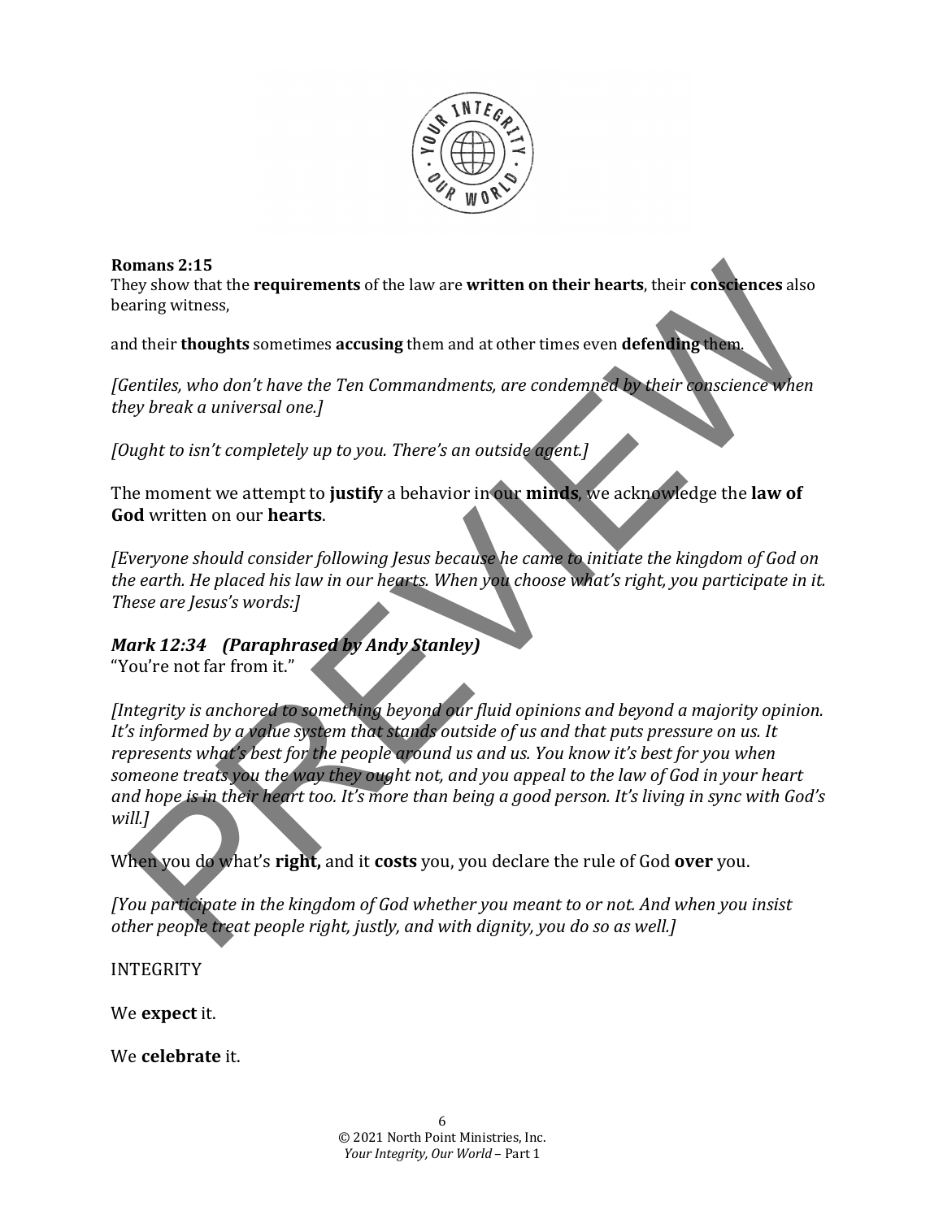**Romans 2:15**
They show that the **requirements** of the law are **written on their hearts**, their **consciences** also bearing witness,

and their **thoughts** sometimes **accusing** them and at other times even **defending** them.

*[Gentiles, who don't have the Ten Commandments, are condemned by their conscience when they break a universal one.]*

*[Ought to isn't completely up to you. There's an outside agent.]*

The moment we attempt to **justify** a behavior in our **minds**, we acknowledge the **law of God** written on our **hearts**.

*[Everyone should consider following Jesus because he came to initiate the kingdom of God on the earth. He placed his law in our hearts. When you choose what's right, you participate in it. These are Jesus's words:]*

***Mark 12:34 (Paraphrased by Andy Stanley)***
"You're not far from it."

*[Integrity is anchored to something beyond our fluid opinions and beyond a majority opinion. It's informed by a value system that stands outside of us and that puts pressure on us. It represents what's best for the people around us and us. You know it's best for you when someone treats you the way they ought not, and you appeal to the law of God in your heart and hope is in their heart too. It's more than being a good person. It's living in sync with God's will.]*

When you do what's **right,** and it **costs** you, you declare the rule of God **over** you.

*[You participate in the kingdom of God whether you meant to or not. And when you insist other people treat people right, justly, and with dignity, you do so as well.]*

INTEGRITY

We **expect** it.

We **celebrate** it.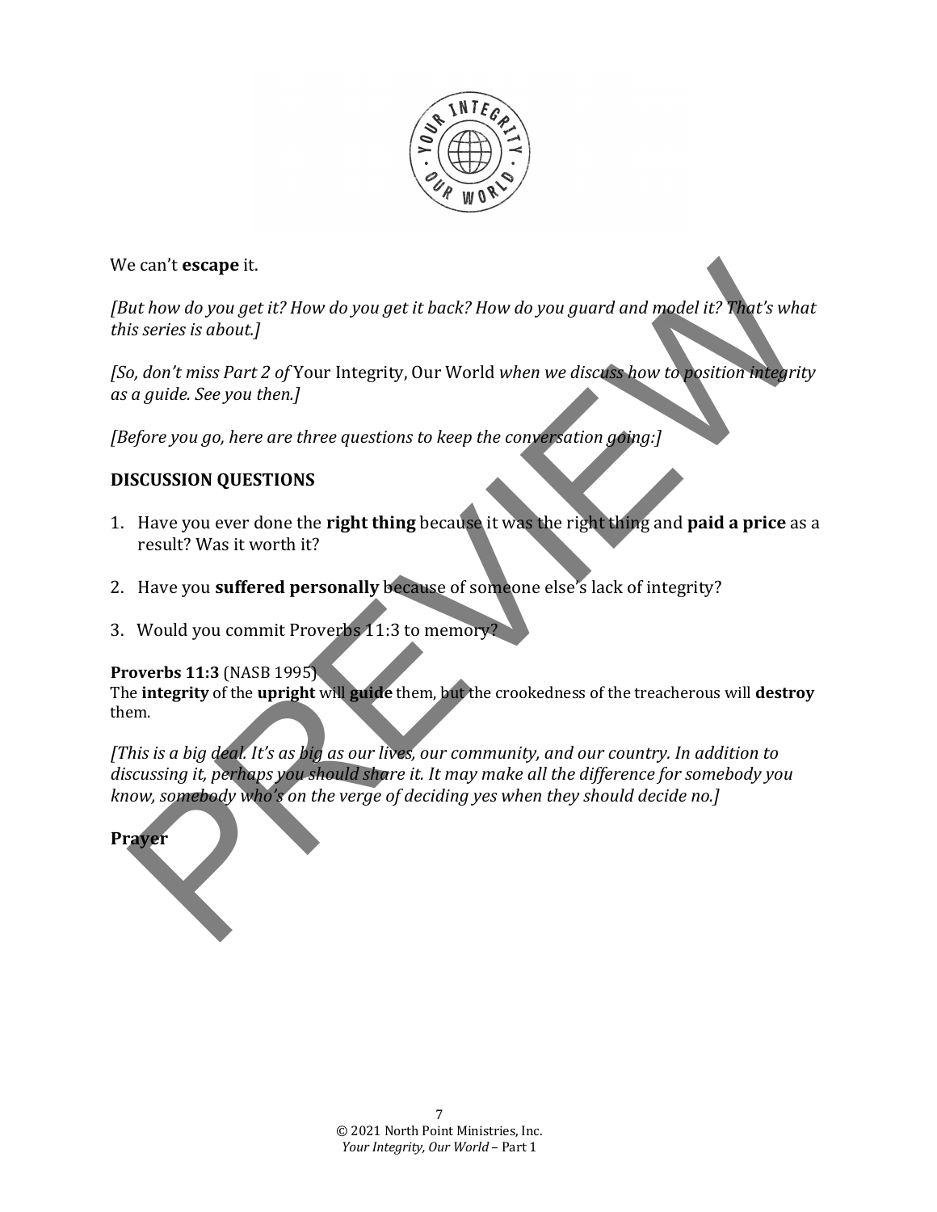We can't **escape** it.

*[But how do you get it? How do you get it back? How do you guard and model it? That's what this series is about.]*

*[So, don't miss Part 2 of* Your Integrity, Our World *when we discuss how to position integrity as a guide. See you then.]*

*[Before you go, here are three questions to keep the conversation going:]*

## DISCUSSION QUESTIONS

1. Have you ever done the **right thing** because it was the right thing and **paid a price** as a result? Was it worth it?
2. Have you **suffered personally** because of someone else's lack of integrity?
3. Would you commit Proverbs 11:3 to memory?

**Proverbs 11:3** (NASB 1995)
The **integrity** of the **upright** will **guide** them, but the crookedness of the treacherous will **destroy** them.

*[This is a big deal. It's as big as our lives, our community, and our country. In addition to discussing it, perhaps you should share it. It may make all the difference for somebody you know, somebody who's on the verge of deciding yes when they should decide no.]*

**Prayer**